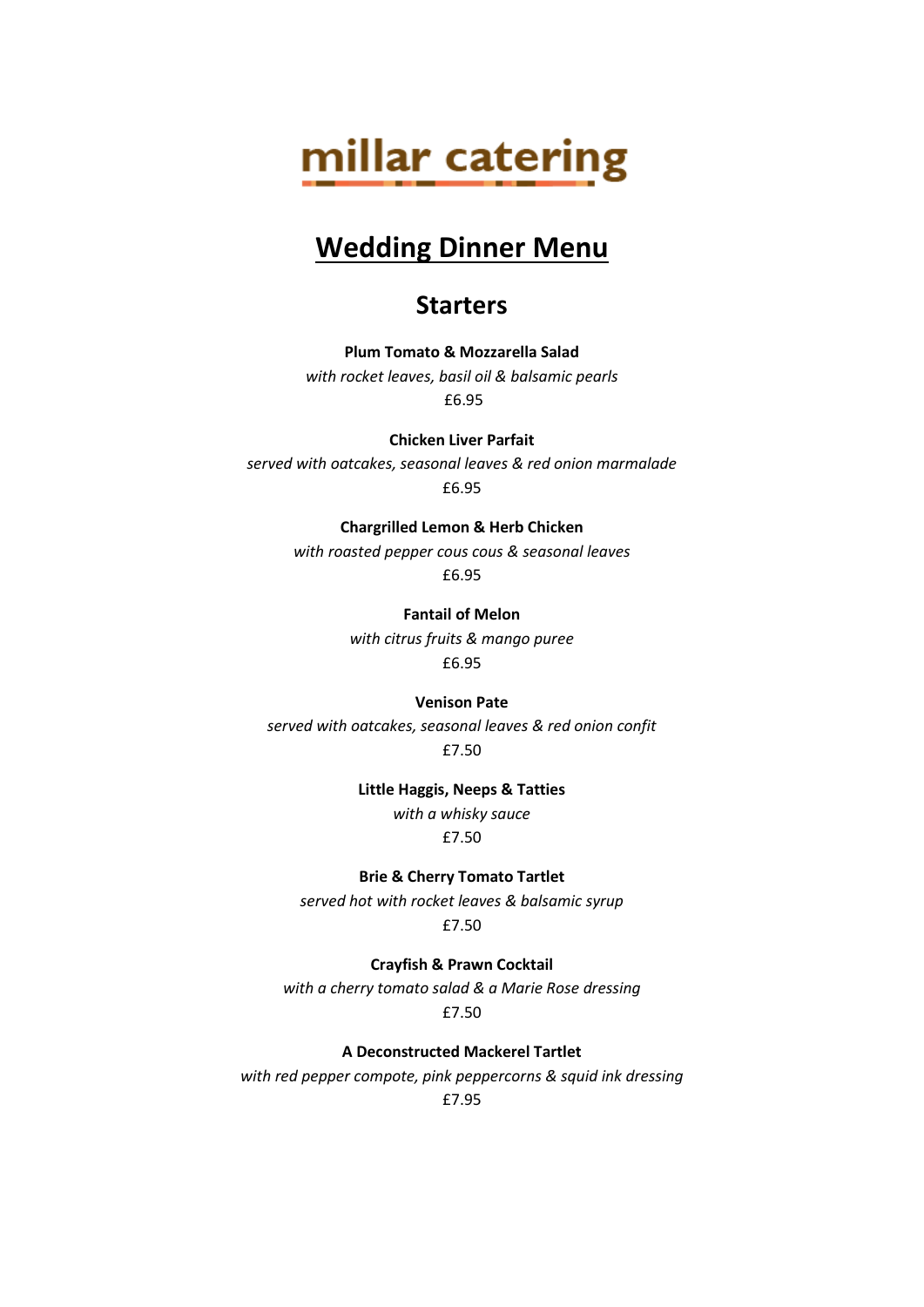millar catering

# Wedding Dinner Menu

## Starters

**Plum Tomato & Mozzarella Salad**
*with rocket leaves, basil oil & balsamic pearls*
£6.95

**Chicken Liver Parfait**
*served with oatcakes, seasonal leaves & red onion marmalade*
£6.95

**Chargrilled Lemon & Herb Chicken**
*with roasted pepper cous cous & seasonal leaves*
£6.95

**Fantail of Melon**
*with citrus fruits & mango puree*
£6.95

**Venison Pate**
*served with oatcakes, seasonal leaves & red onion confit*
£7.50

**Little Haggis, Neeps & Tatties**
*with a whisky sauce*
£7.50

**Brie & Cherry Tomato Tartlet**
*served hot with rocket leaves & balsamic syrup*
£7.50

**Crayfish & Prawn Cocktail**
*with a cherry tomato salad & a Marie Rose dressing*
£7.50

**A Deconstructed Mackerel Tartlet**
*with red pepper compote, pink peppercorns & squid ink dressing*
£7.95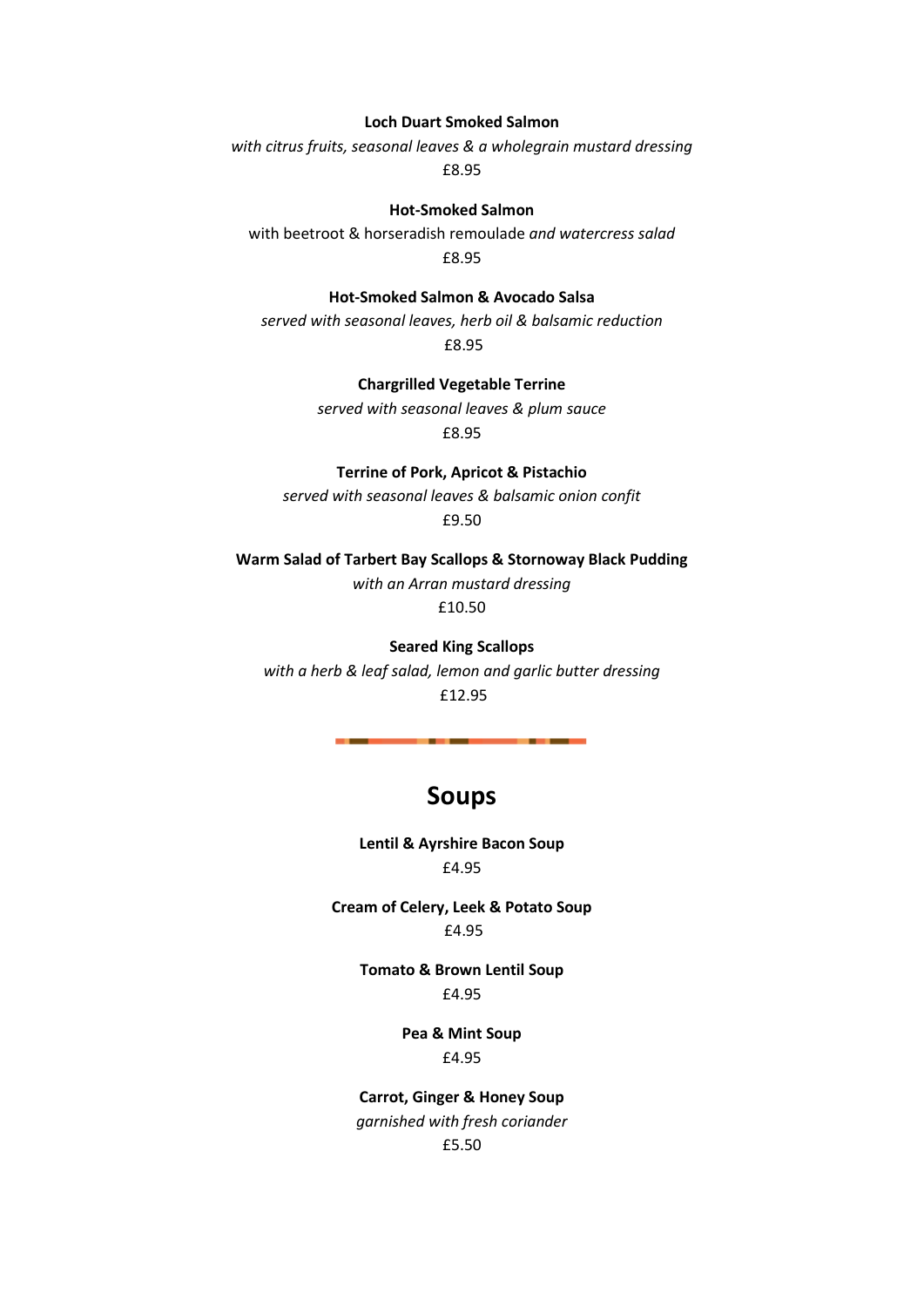**Loch Duart Smoked Salmon**

*with citrus fruits, seasonal leaves & a wholegrain mustard dressing*

£8.95

**Hot-Smoked Salmon**

with beetroot & horseradish remoulade *and watercress salad*

£8.95

**Hot-Smoked Salmon & Avocado Salsa**

*served with seasonal leaves, herb oil & balsamic reduction*

£8.95

**Chargrilled Vegetable Terrine**

*served with seasonal leaves & plum sauce*

£8.95

**Terrine of Pork, Apricot & Pistachio**

*served with seasonal leaves & balsamic onion confit*

£9.50

**Warm Salad of Tarbert Bay Scallops & Stornoway Black Pudding**

*with an Arran mustard dressing*

£10.50

**Seared King Scallops**

*with a herb & leaf salad, lemon and garlic butter dressing*

£12.95

## Soups

**Lentil & Ayrshire Bacon Soup**

£4.95

**Cream of Celery, Leek & Potato Soup**

£4.95

**Tomato & Brown Lentil Soup**

£4.95

**Pea & Mint Soup**

£4.95

**Carrot, Ginger & Honey Soup**

*garnished with fresh coriander*

£5.50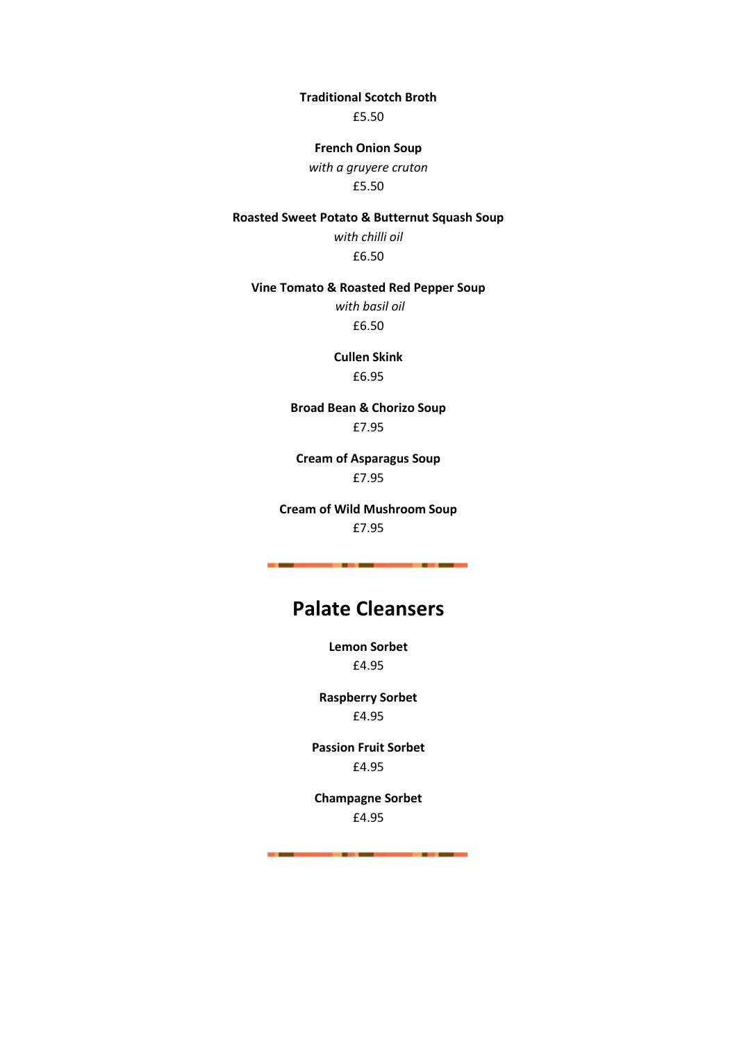**Traditional Scotch Broth**

£5.50

**French Onion Soup**

*with a gruyere cruton*

£5.50

**Roasted Sweet Potato & Butternut Squash Soup**

*with chilli oil*

£6.50

**Vine Tomato & Roasted Red Pepper Soup**

*with basil oil*

£6.50

**Cullen Skink**

£6.95

**Broad Bean & Chorizo Soup**

£7.95

**Cream of Asparagus Soup**

£7.95

**Cream of Wild Mushroom Soup**

£7.95

---

## Palate Cleansers

**Lemon Sorbet**

£4.95

**Raspberry Sorbet**

£4.95

**Passion Fruit Sorbet**

£4.95

**Champagne Sorbet**

£4.95

---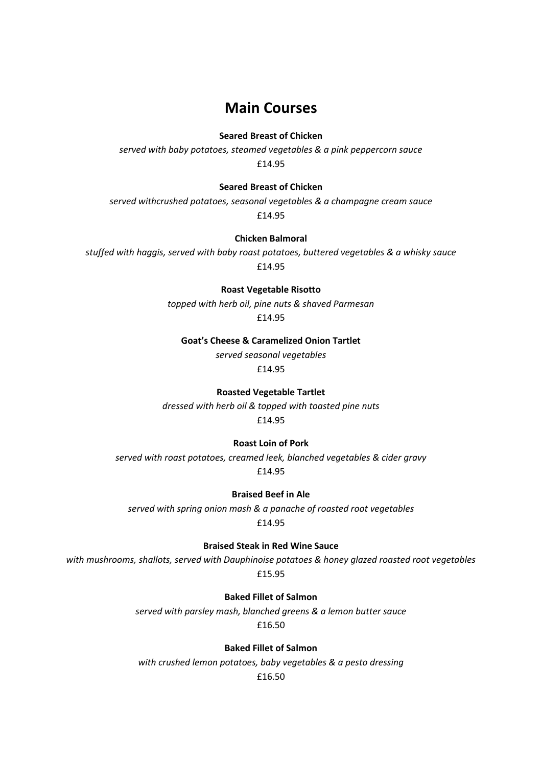# Main Courses

**Seared Breast of Chicken**

*served with baby potatoes, steamed vegetables & a pink peppercorn sauce*

£14.95

**Seared Breast of Chicken**

*served withcrushed potatoes, seasonal vegetables & a champagne cream sauce*

£14.95

**Chicken Balmoral**

*stuffed with haggis, served with baby roast potatoes, buttered vegetables & a whisky sauce*

£14.95

**Roast Vegetable Risotto**

*topped with herb oil, pine nuts & shaved Parmesan*

£14.95

**Goat's Cheese & Caramelized Onion Tartlet**

*served seasonal vegetables*

£14.95

**Roasted Vegetable Tartlet**

*dressed with herb oil & topped with toasted pine nuts*

£14.95

**Roast Loin of Pork**

*served with roast potatoes, creamed leek, blanched vegetables & cider gravy*

£14.95

**Braised Beef in Ale**

*served with spring onion mash & a panache of roasted root vegetables*

£14.95

**Braised Steak in Red Wine Sauce**

*with mushrooms, shallots, served with Dauphinoise potatoes & honey glazed roasted root vegetables*

£15.95

**Baked Fillet of Salmon**

*served with parsley mash, blanched greens & a lemon butter sauce*

£16.50

**Baked Fillet of Salmon**

*with crushed lemon potatoes, baby vegetables & a pesto dressing*

£16.50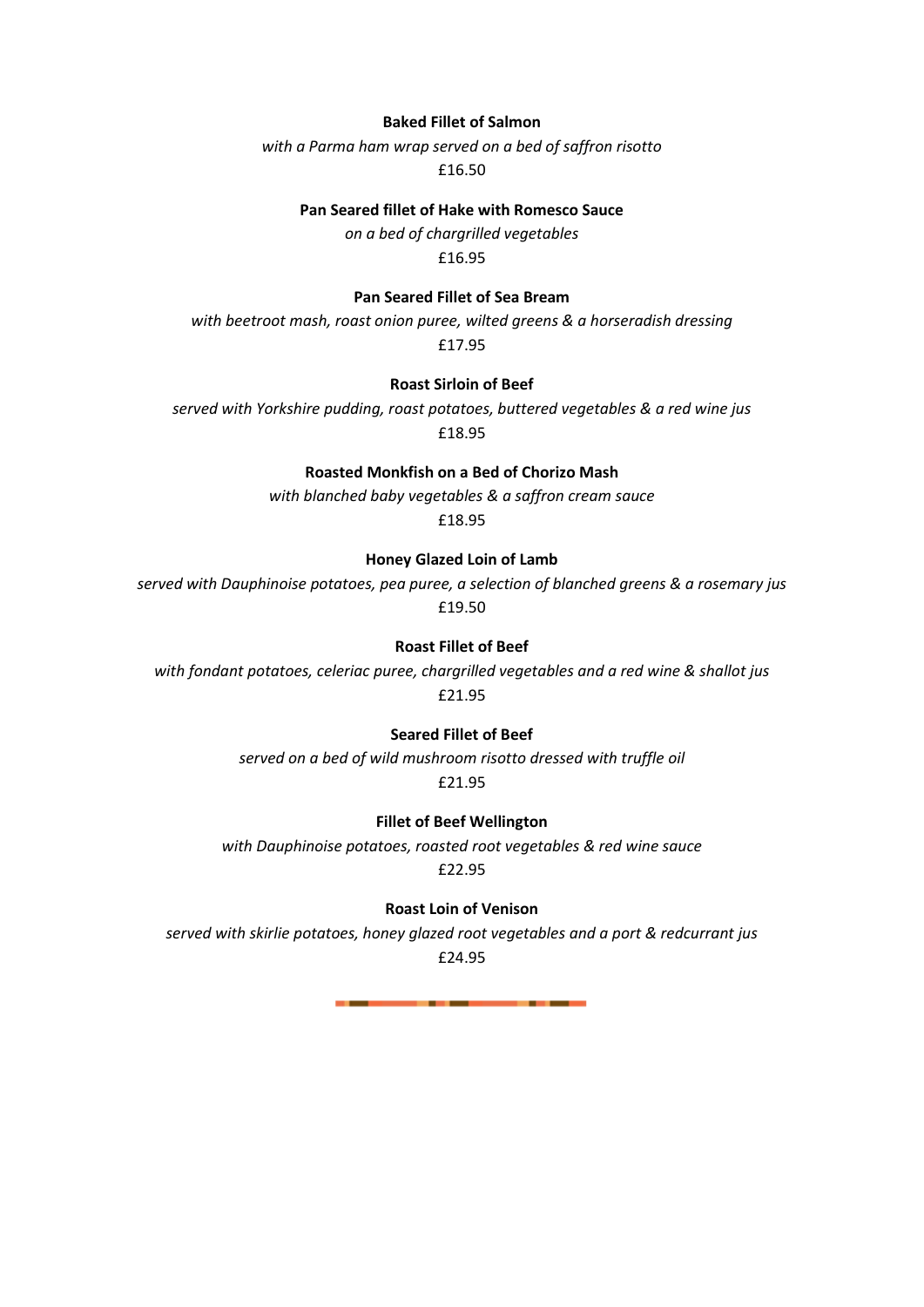**Baked Fillet of Salmon**

*with a Parma ham wrap served on a bed of saffron risotto*

£16.50

**Pan Seared fillet of Hake with Romesco Sauce**

*on a bed of chargrilled vegetables*

£16.95

**Pan Seared Fillet of Sea Bream**

*with beetroot mash, roast onion puree, wilted greens & a horseradish dressing*

£17.95

**Roast Sirloin of Beef**

*served with Yorkshire pudding, roast potatoes, buttered vegetables & a red wine jus*

£18.95

**Roasted Monkfish on a Bed of Chorizo Mash**

*with blanched baby vegetables & a saffron cream sauce*

£18.95

**Honey Glazed Loin of Lamb**

*served with Dauphinoise potatoes, pea puree, a selection of blanched greens & a rosemary jus*

£19.50

**Roast Fillet of Beef**

*with fondant potatoes, celeriac puree, chargrilled vegetables and a red wine & shallot jus*

£21.95

**Seared Fillet of Beef**

*served on a bed of wild mushroom risotto dressed with truffle oil*

£21.95

**Fillet of Beef Wellington**

*with Dauphinoise potatoes, roasted root vegetables & red wine sauce*

£22.95

**Roast Loin of Venison**

*served with skirlie potatoes, honey glazed root vegetables and a port & redcurrant jus*

£24.95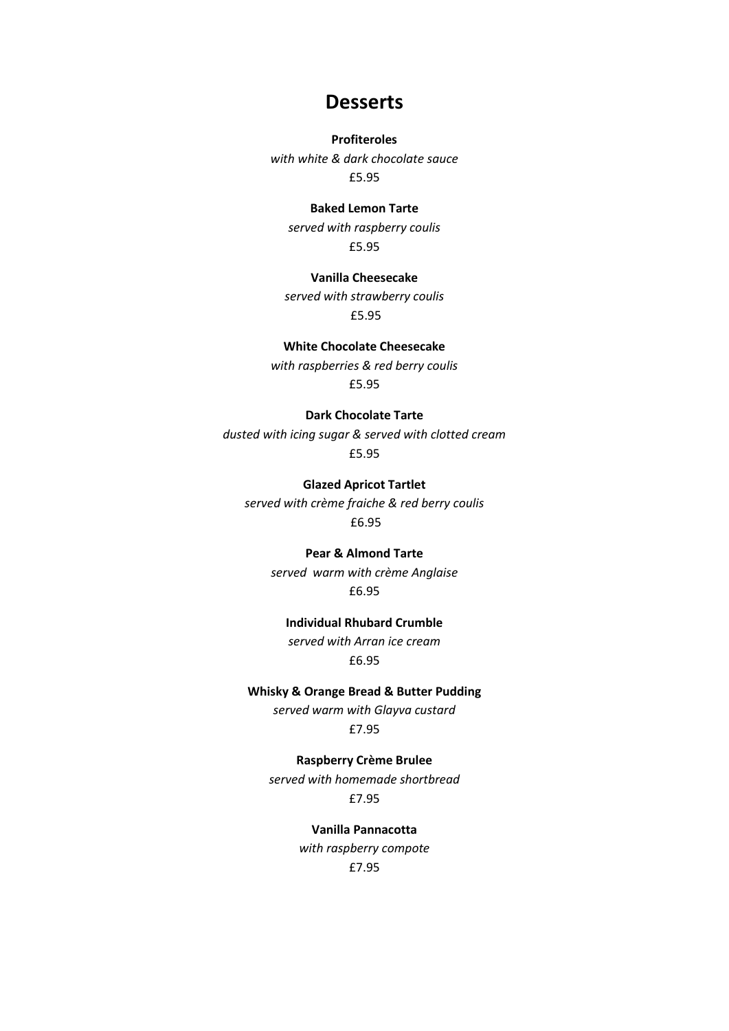# Desserts

**Profiteroles**

*with white & dark chocolate sauce*

£5.95

**Baked Lemon Tarte**

*served with raspberry coulis*

£5.95

**Vanilla Cheesecake**

*served with strawberry coulis*

£5.95

**White Chocolate Cheesecake**

*with raspberries & red berry coulis*

£5.95

**Dark Chocolate Tarte**

*dusted with icing sugar & served with clotted cream*

£5.95

**Glazed Apricot Tartlet**

*served with crème fraiche & red berry coulis*

£6.95

**Pear & Almond Tarte**

*served warm with crème Anglaise*

£6.95

**Individual Rhubard Crumble**

*served with Arran ice cream*

£6.95

**Whisky & Orange Bread & Butter Pudding**

*served warm with Glayva custard*

£7.95

**Raspberry Crème Brulee**

*served with homemade shortbread*

£7.95

**Vanilla Pannacotta**

*with raspberry compote*

£7.95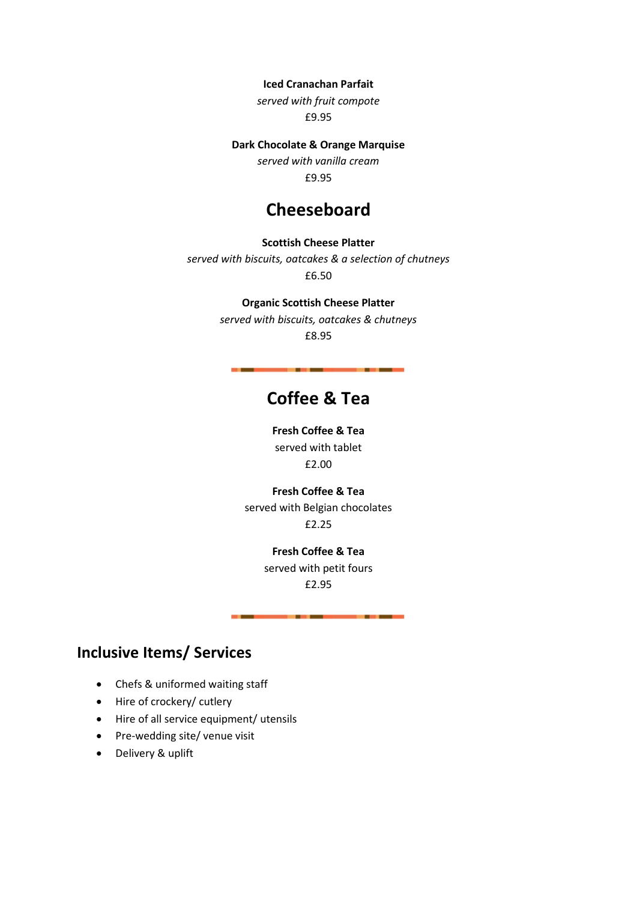**Iced Cranachan Parfait**
*served with fruit compote*
£9.95

**Dark Chocolate & Orange Marquise**
*served with vanilla cream*
£9.95

## Cheeseboard

**Scottish Cheese Platter**
*served with biscuits, oatcakes & a selection of chutneys*
£6.50

**Organic Scottish Cheese Platter**
*served with biscuits, oatcakes & chutneys*
£8.95

## Coffee & Tea

**Fresh Coffee & Tea**
served with tablet
£2.00

**Fresh Coffee & Tea**
served with Belgian chocolates
£2.25

**Fresh Coffee & Tea**
served with petit fours
£2.95

## Inclusive Items/ Services

- Chefs & uniformed waiting staff
- Hire of crockery/ cutlery
- Hire of all service equipment/ utensils
- Pre-wedding site/ venue visit
- Delivery & uplift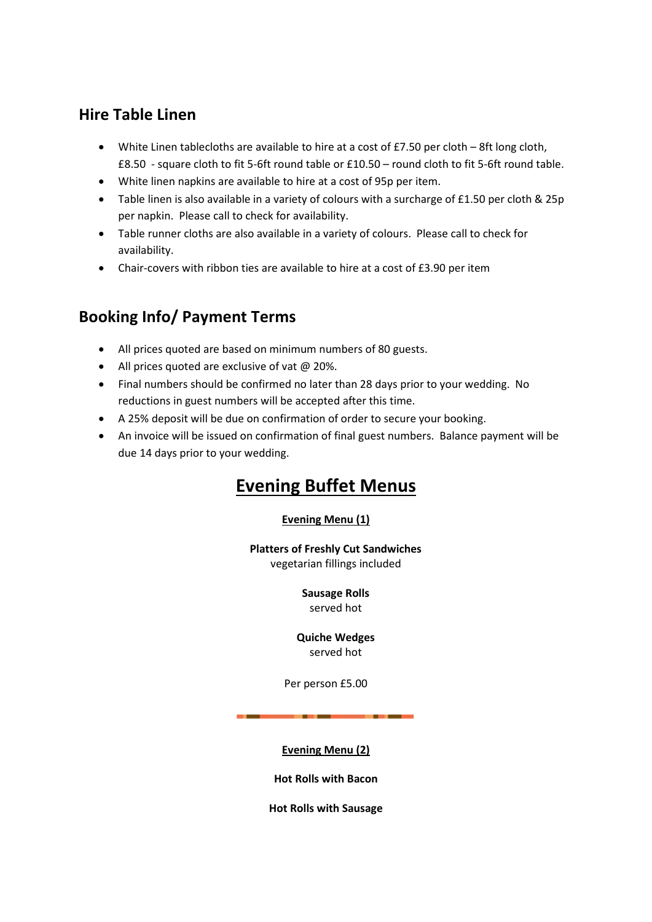## Hire Table Linen

- White Linen tablecloths are available to hire at a cost of £7.50 per cloth – 8ft long cloth, £8.50 - square cloth to fit 5-6ft round table or £10.50 – round cloth to fit 5-6ft round table.
- White linen napkins are available to hire at a cost of 95p per item.
- Table linen is also available in a variety of colours with a surcharge of £1.50 per cloth & 25p per napkin. Please call to check for availability.
- Table runner cloths are also available in a variety of colours. Please call to check for availability.
- Chair-covers with ribbon ties are available to hire at a cost of £3.90 per item

## Booking Info/ Payment Terms

- All prices quoted are based on minimum numbers of 80 guests.
- All prices quoted are exclusive of vat @ 20%.
- Final numbers should be confirmed no later than 28 days prior to your wedding. No reductions in guest numbers will be accepted after this time.
- A 25% deposit will be due on confirmation of order to secure your booking.
- An invoice will be issued on confirmation of final guest numbers. Balance payment will be due 14 days prior to your wedding.

# Evening Buffet Menus

### Evening Menu (1)

**Platters of Freshly Cut Sandwiches**
vegetarian fillings included

**Sausage Rolls**
served hot

**Quiche Wedges**
served hot

Per person £5.00

---

### Evening Menu (2)

**Hot Rolls with Bacon**

**Hot Rolls with Sausage**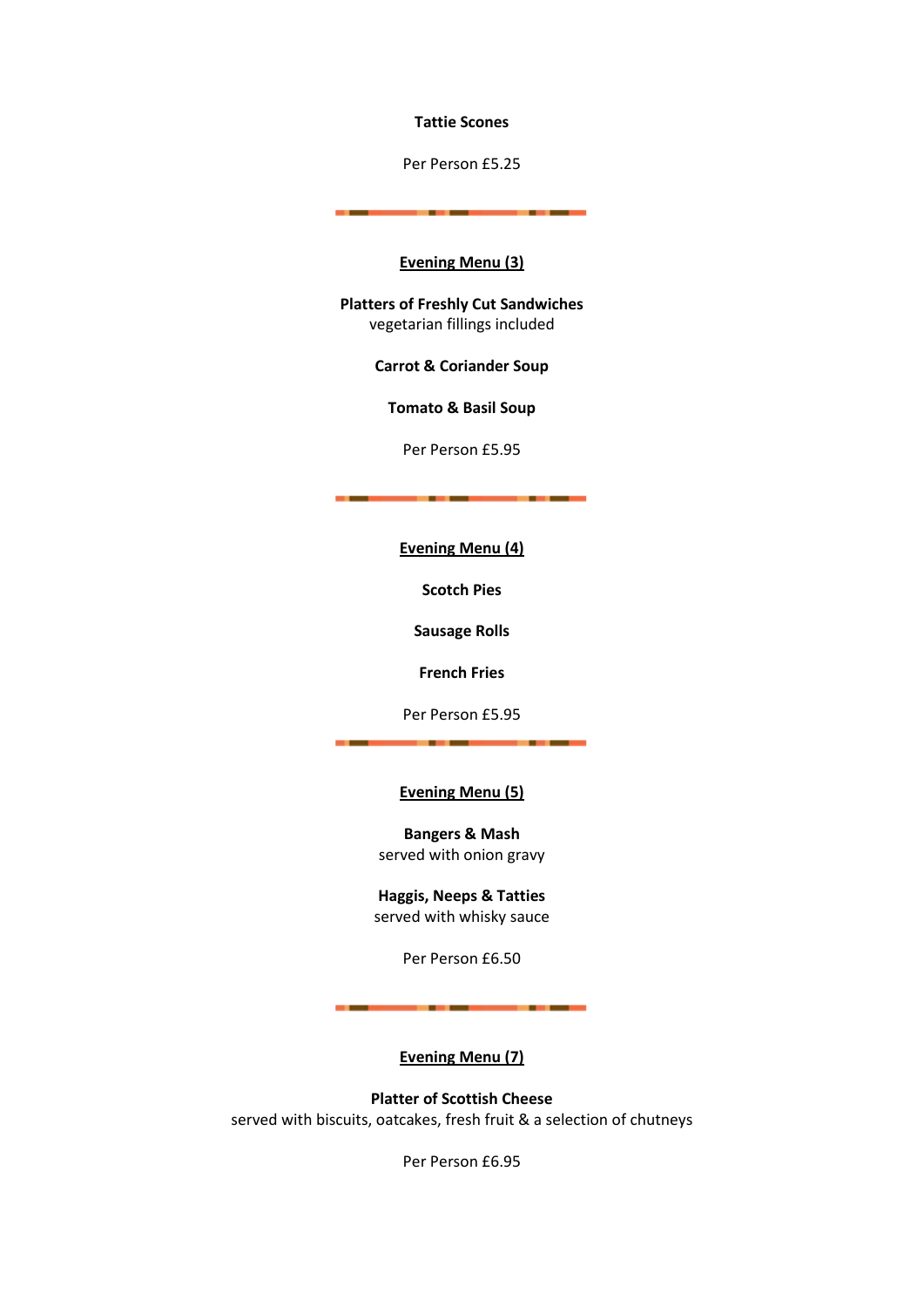**Tattie Scones**

Per Person £5.25

---

## Evening Menu (3)

**Platters of Freshly Cut Sandwiches**
vegetarian fillings included

**Carrot & Coriander Soup**

**Tomato & Basil Soup**

Per Person £5.95

---

## Evening Menu (4)

**Scotch Pies**

**Sausage Rolls**

**French Fries**

Per Person £5.95

---

## Evening Menu (5)

**Bangers & Mash**
served with onion gravy

**Haggis, Neeps & Tatties**
served with whisky sauce

Per Person £6.50

---

## Evening Menu (7)

**Platter of Scottish Cheese**
served with biscuits, oatcakes, fresh fruit & a selection of chutneys

Per Person £6.95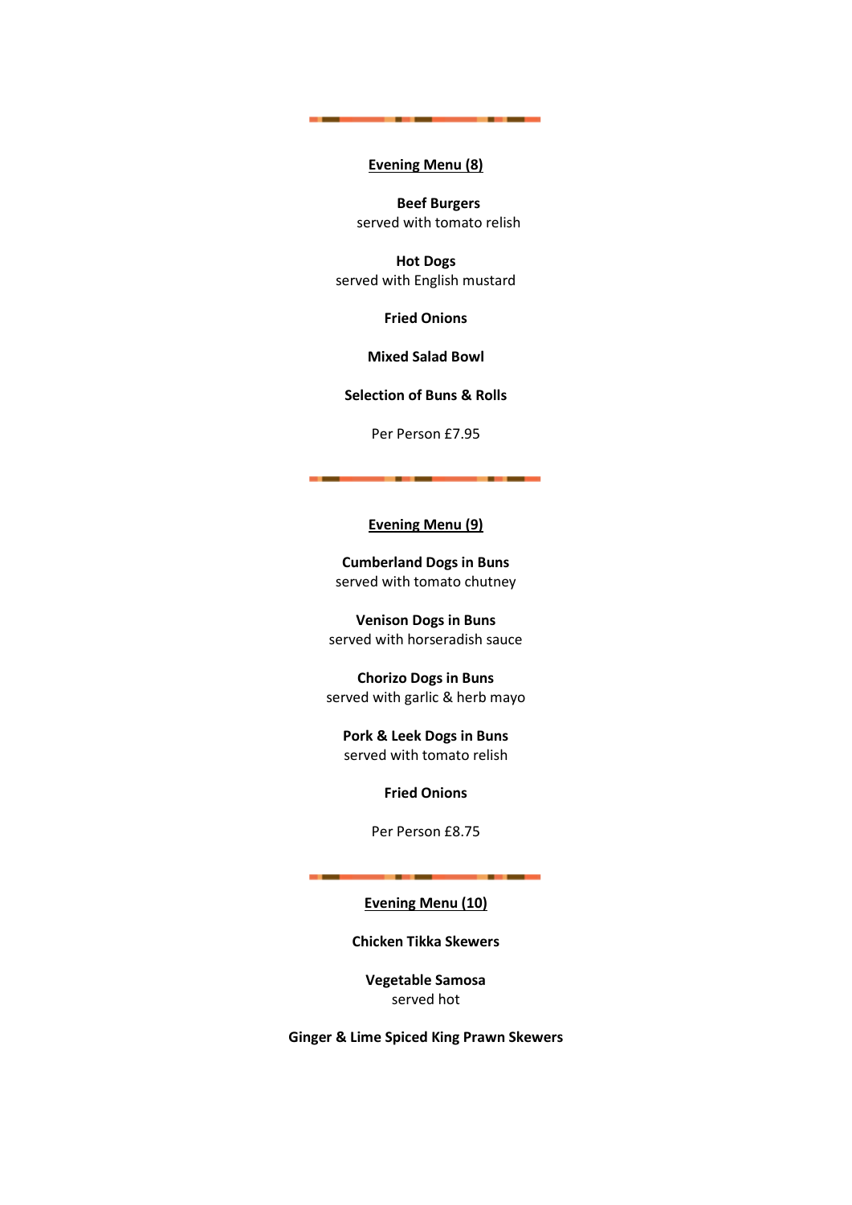## Evening Menu (8)

**Beef Burgers**
served with tomato relish

**Hot Dogs**
served with English mustard

**Fried Onions**

**Mixed Salad Bowl**

**Selection of Buns & Rolls**

Per Person £7.95

---

## Evening Menu (9)

**Cumberland Dogs in Buns**
served with tomato chutney

**Venison Dogs in Buns**
served with horseradish sauce

**Chorizo Dogs in Buns**
served with garlic & herb mayo

**Pork & Leek Dogs in Buns**
served with tomato relish

**Fried Onions**

Per Person £8.75

---

## Evening Menu (10)

**Chicken Tikka Skewers**

**Vegetable Samosa**
served hot

**Ginger & Lime Spiced King Prawn Skewers**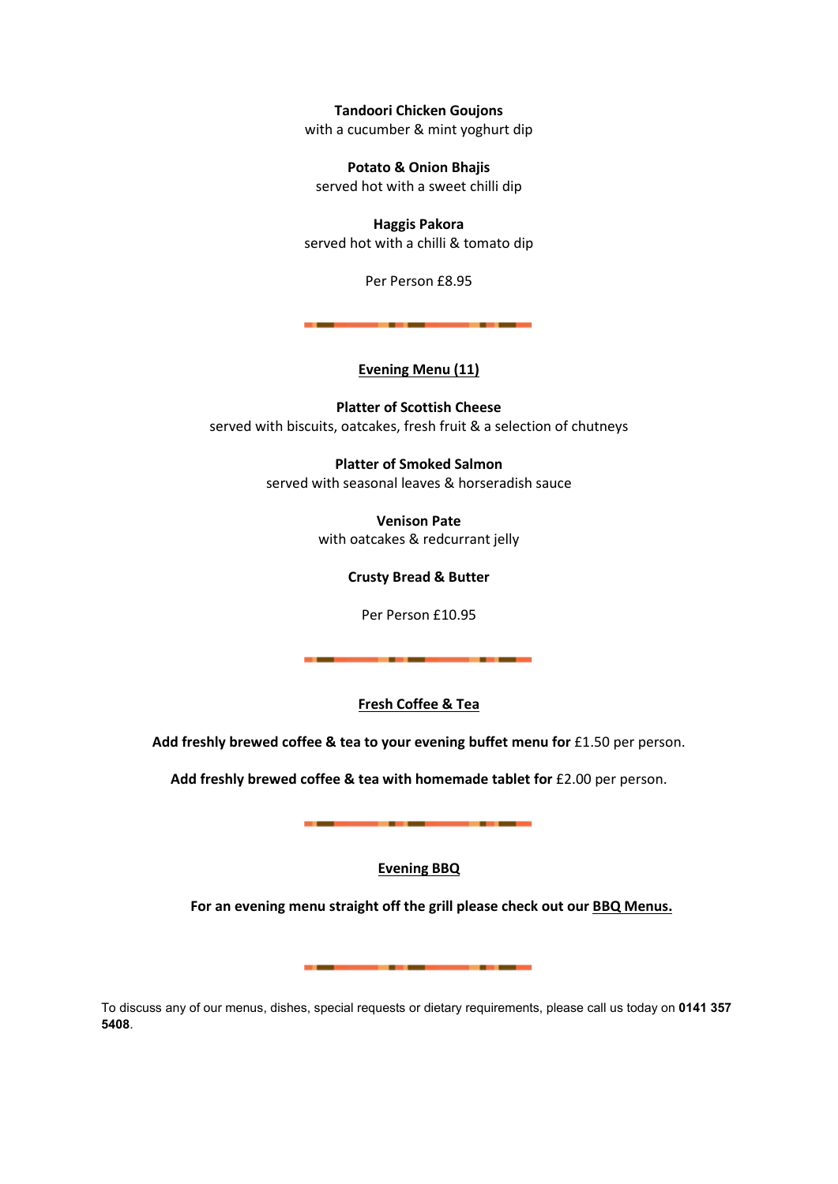**Tandoori Chicken Goujons**
with a cucumber & mint yoghurt dip

**Potato & Onion Bhajis**
served hot with a sweet chilli dip

**Haggis Pakora**
served hot with a chilli & tomato dip

Per Person £8.95

---

## Evening Menu (11)

**Platter of Scottish Cheese**
served with biscuits, oatcakes, fresh fruit & a selection of chutneys

**Platter of Smoked Salmon**
served with seasonal leaves & horseradish sauce

**Venison Pate**
with oatcakes & redcurrant jelly

**Crusty Bread & Butter**

Per Person £10.95

---

## Fresh Coffee & Tea

**Add freshly brewed coffee & tea to your evening buffet menu for** £1.50 per person.

**Add freshly brewed coffee & tea with homemade tablet for** £2.00 per person.

---

## Evening BBQ

**For an evening menu straight off the grill please check out our BBQ Menus.**

---

To discuss any of our menus, dishes, special requests or dietary requirements, please call us today on **0141 357 5408**.